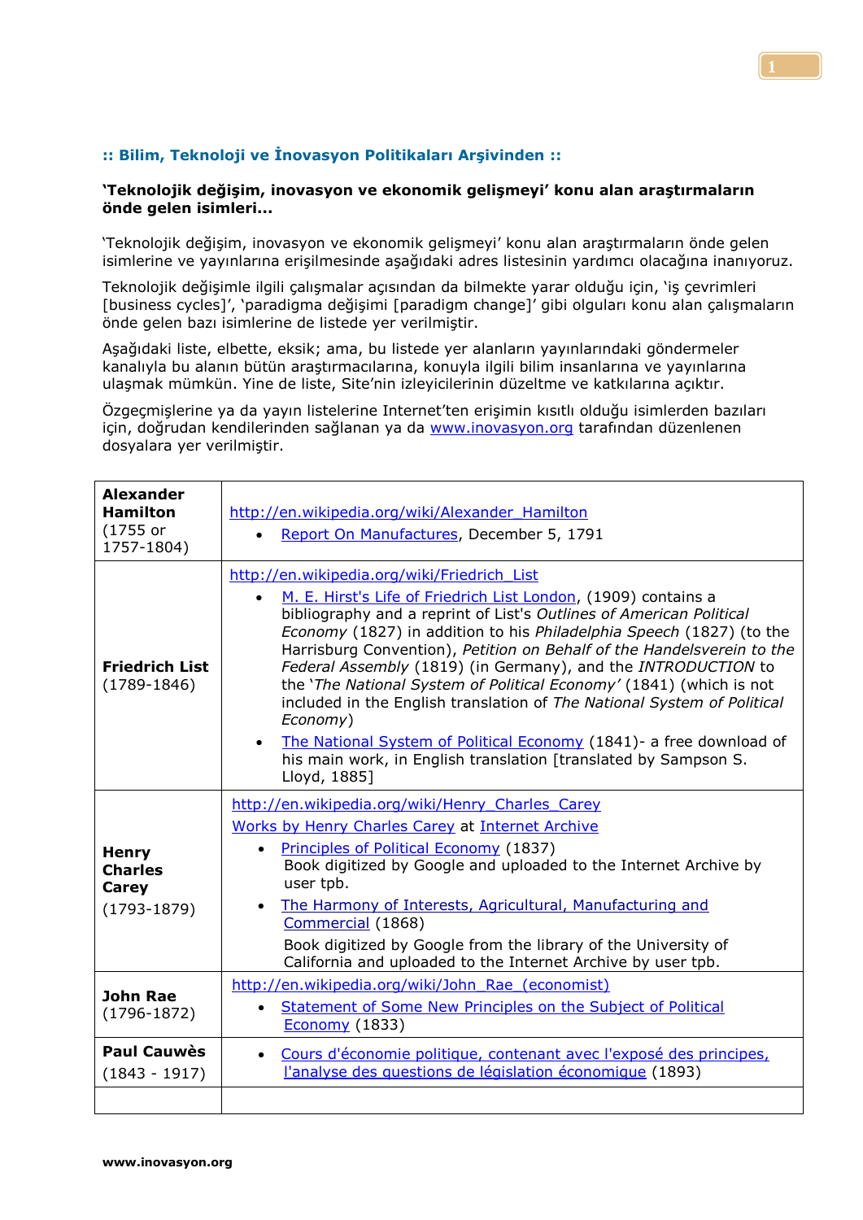**:: Bilim, Teknoloji ve İnovasyon Politikaları Arşivinden ::**

**'Teknolojik değişim, inovasyon ve ekonomik gelişmeyi' konu alan araştırmaların önde gelen isimleri...**

'Teknolojik değişim, inovasyon ve ekonomik gelişmeyi' konu alan araştırmaların önde gelen isimlerine ve yayınlarına erişilmesinde aşağıdaki adres listesinin yardımcı olacağına inanıyoruz.

Teknolojik değişimle ilgili çalışmalar açısından da bilmekte yarar olduğu için, 'iş çevrimleri [business cycles]', 'paradigma değişimi [paradigm change]' gibi olguları konu alan çalışmaların önde gelen bazı isimlerine de listede yer verilmiştir.

Aşağıdaki liste, elbette, eksik; ama, bu listede yer alanların yayınlarındaki göndermeler kanalıyla bu alanın bütün araştırmacılarına, konuyla ilgili bilim insanlarına ve yayınlarına ulaşmak mümkün. Yine de liste, Site'nin izleyicilerinin düzeltme ve katkılarına açıktır.

Özgeçmişlerine ya da yayın listelerine Internet'ten erişimin kısıtlı olduğu isimlerden bazıları için, doğrudan kendilerinden sağlanan ya da www.inovasyon.org tarafından düzenlenen dosyalara yer verilmiştir.

| | |
|---|---|
| **Alexander Hamilton** (1755 or 1757-1804) | http://en.wikipedia.org/wiki/Alexander_Hamilton<br>• Report On Manufactures, December 5, 1791 |
| **Friedrich List** (1789-1846) | http://en.wikipedia.org/wiki/Friedrich_List<br>• M. E. Hirst's Life of Friedrich List London, (1909) contains a bibliography and a reprint of List's *Outlines of American Political Economy* (1827) in addition to his *Philadelphia Speech* (1827) (to the Harrisburg Convention), *Petition on Behalf of the Handelsverein to the Federal Assembly* (1819) (in Germany), and the *INTRODUCTION* to the '*The National System of Political Economy'* (1841) (which is not included in the English translation of *The National System of Political Economy*)<br>• The National System of Political Economy (1841)- a free download of his main work, in English translation [translated by Sampson S. Lloyd, 1885] |
| **Henry Charles Carey** (1793-1879) | http://en.wikipedia.org/wiki/Henry_Charles_Carey<br>Works by Henry Charles Carey at Internet Archive<br>• Principles of Political Economy (1837)<br>Book digitized by Google and uploaded to the Internet Archive by user tpb.<br>• The Harmony of Interests, Agricultural, Manufacturing and Commercial (1868)<br>Book digitized by Google from the library of the University of California and uploaded to the Internet Archive by user tpb. |
| **John Rae** (1796-1872) | http://en.wikipedia.org/wiki/John_Rae_(economist)<br>• Statement of Some New Principles on the Subject of Political Economy (1833) |
| **Paul Cauwès** (1843 - 1917) | • Cours d'économie politique, contenant avec l'exposé des principes, l'analyse des questions de législation économique (1893) |
| | |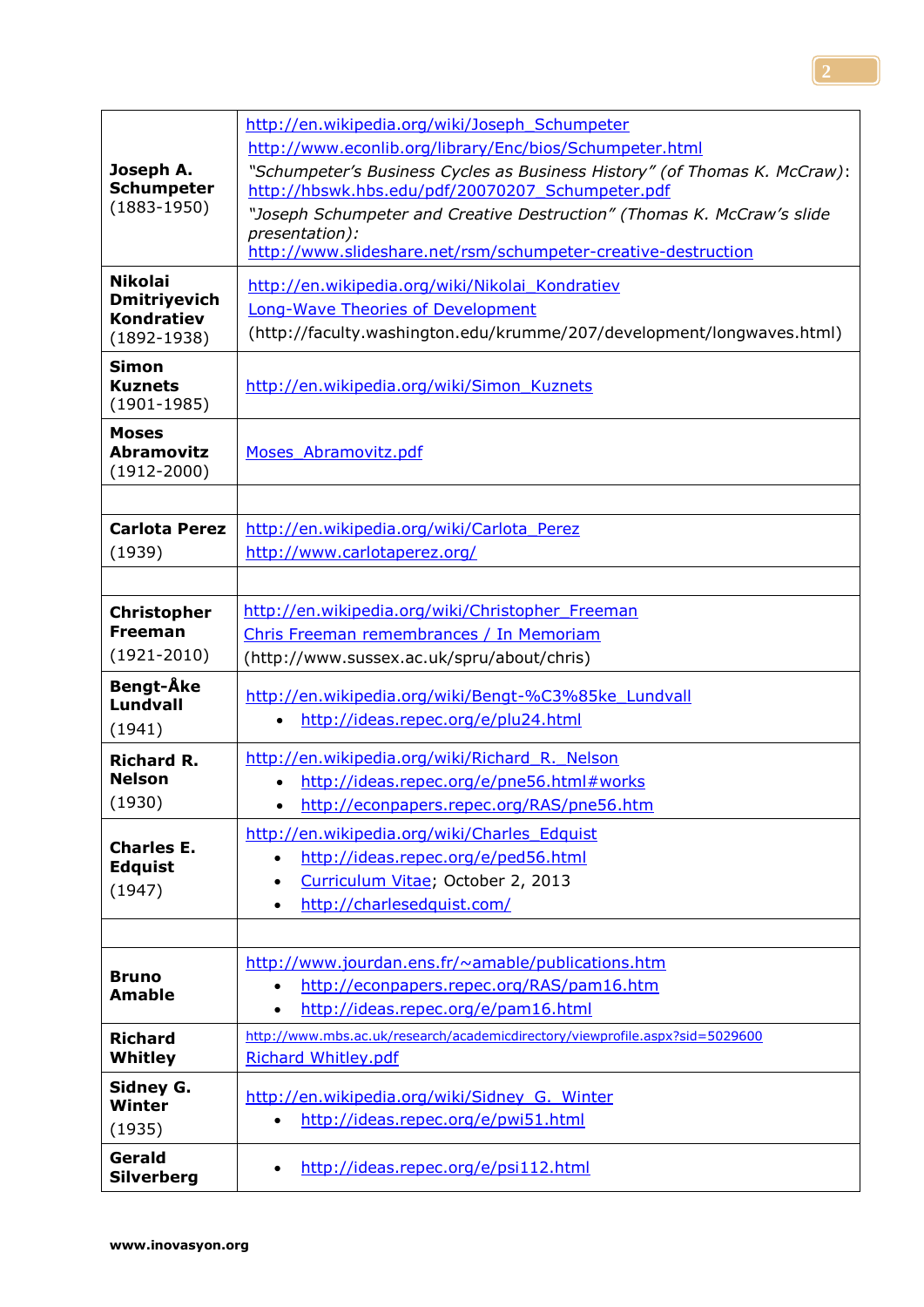| | |
|---|---|
| **Joseph A. Schumpeter** (1883-1950) | http://en.wikipedia.org/wiki/Joseph_Schumpeter<br>http://www.econlib.org/library/Enc/bios/Schumpeter.html<br>*"Schumpeter's Business Cycles as Business History" (of Thomas K. McCraw)*: http://hbswk.hbs.edu/pdf/20070207_Schumpeter.pdf<br>*"Joseph Schumpeter and Creative Destruction" (Thomas K. McCraw's slide presentation):* http://www.slideshare.net/rsm/schumpeter-creative-destruction |
| **Nikolai Dmitriyevich Kondratiev** (1892-1938) | http://en.wikipedia.org/wiki/Nikolai_Kondratiev<br>Long-Wave Theories of Development<br>(http://faculty.washington.edu/krumme/207/development/longwaves.html) |
| **Simon Kuznets** (1901-1985) | http://en.wikipedia.org/wiki/Simon_Kuznets |
| **Moses Abramovitz** (1912-2000) | Moses_Abramovitz.pdf |
| | |
| **Carlota Perez** (1939) | http://en.wikipedia.org/wiki/Carlota_Perez<br>http://www.carlotaperez.org/ |
| | |
| **Christopher Freeman** (1921-2010) | http://en.wikipedia.org/wiki/Christopher_Freeman<br>Chris Freeman remembrances / In Memoriam<br>(http://www.sussex.ac.uk/spru/about/chris) |
| **Bengt-Åke Lundvall** (1941) | http://en.wikipedia.org/wiki/Bengt-%C3%85ke_Lundvall<br>• http://ideas.repec.org/e/plu24.html |
| **Richard R. Nelson** (1930) | http://en.wikipedia.org/wiki/Richard_R._Nelson<br>• http://ideas.repec.org/e/pne56.html#works<br>• http://econpapers.repec.org/RAS/pne56.htm |
| **Charles E. Edquist** (1947) | http://en.wikipedia.org/wiki/Charles_Edquist<br>• http://ideas.repec.org/e/ped56.html<br>• Curriculum Vitae; October 2, 2013<br>• http://charlesedquist.com/ |
| | |
| **Bruno Amable** | http://www.jourdan.ens.fr/~amable/publications.htm<br>• http://econpapers.repec.org/RAS/pam16.htm<br>• http://ideas.repec.org/e/pam16.html |
| **Richard Whitley** | http://www.mbs.ac.uk/research/academicdirectory/viewprofile.aspx?sid=5029600<br>Richard_Whitley.pdf |
| **Sidney G. Winter** (1935) | http://en.wikipedia.org/wiki/Sidney_G._Winter<br>• http://ideas.repec.org/e/pwi51.html |
| **Gerald Silverberg** | • http://ideas.repec.org/e/psi112.html |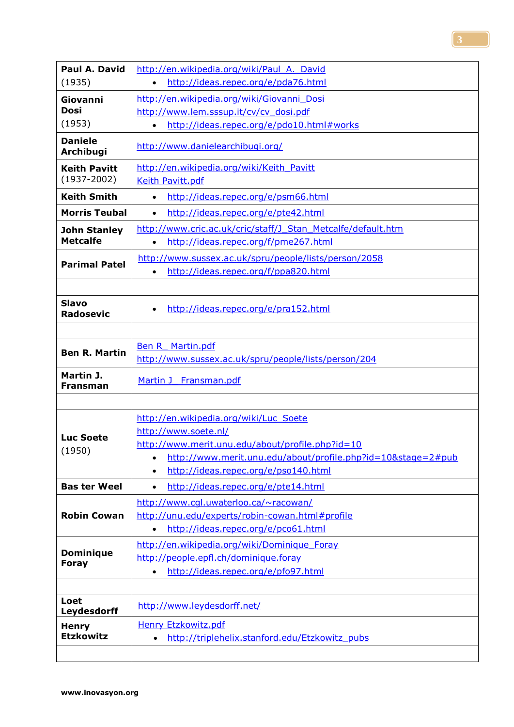| | |
|---|---|
| **Paul A. David** (1935) | http://en.wikipedia.org/wiki/Paul_A._David<br>• http://ideas.repec.org/e/pda76.html |
| **Giovanni Dosi** (1953) | http://en.wikipedia.org/wiki/Giovanni_Dosi<br>http://www.lem.sssup.it/cv/cv_dosi.pdf<br>• http://ideas.repec.org/e/pdo10.html#works |
| **Daniele Archibugi** | http://www.danielearchibugi.org/ |
| **Keith Pavitt** (1937-2002) | http://en.wikipedia.org/wiki/Keith_Pavitt<br>Keith Pavitt.pdf |
| **Keith Smith** | • http://ideas.repec.org/e/psm66.html |
| **Morris Teubal** | • http://ideas.repec.org/e/pte42.html |
| **John Stanley Metcalfe** | http://www.cric.ac.uk/cric/staff/J_Stan_Metcalfe/default.htm<br>• http://ideas.repec.org/f/pme267.html |
| **Parimal Patel** | http://www.sussex.ac.uk/spru/people/lists/person/2058<br>• http://ideas.repec.org/f/ppa820.html |
| | |
| **Slavo Radosevic** | • http://ideas.repec.org/e/pra152.html |
| | |
| **Ben R. Martin** | Ben R_ Martin.pdf<br>http://www.sussex.ac.uk/spru/people/lists/person/204 |
| **Martin J. Fransman** | Martin J_ Fransman.pdf |
| | |
| **Luc Soete** (1950) | http://en.wikipedia.org/wiki/Luc_Soete<br>http://www.soete.nl/<br>http://www.merit.unu.edu/about/profile.php?id=10<br>• http://www.merit.unu.edu/about/profile.php?id=10&stage=2#pub<br>• http://ideas.repec.org/e/pso140.html |
| **Bas ter Weel** | • http://ideas.repec.org/e/pte14.html |
| **Robin Cowan** | http://www.cgl.uwaterloo.ca/~racowan/<br>http://unu.edu/experts/robin-cowan.html#profile<br>• http://ideas.repec.org/e/pco61.html |
| **Dominique Foray** | http://en.wikipedia.org/wiki/Dominique_Foray<br>http://people.epfl.ch/dominique.foray<br>• http://ideas.repec.org/e/pfo97.html |
| | |
| **Loet Leydesdorff** | http://www.leydesdorff.net/ |
| **Henry Etzkowitz** | Henry Etzkowitz.pdf<br>• http://triplehelix.stanford.edu/Etzkowitz_pubs |
| | |

www.inovasyon.org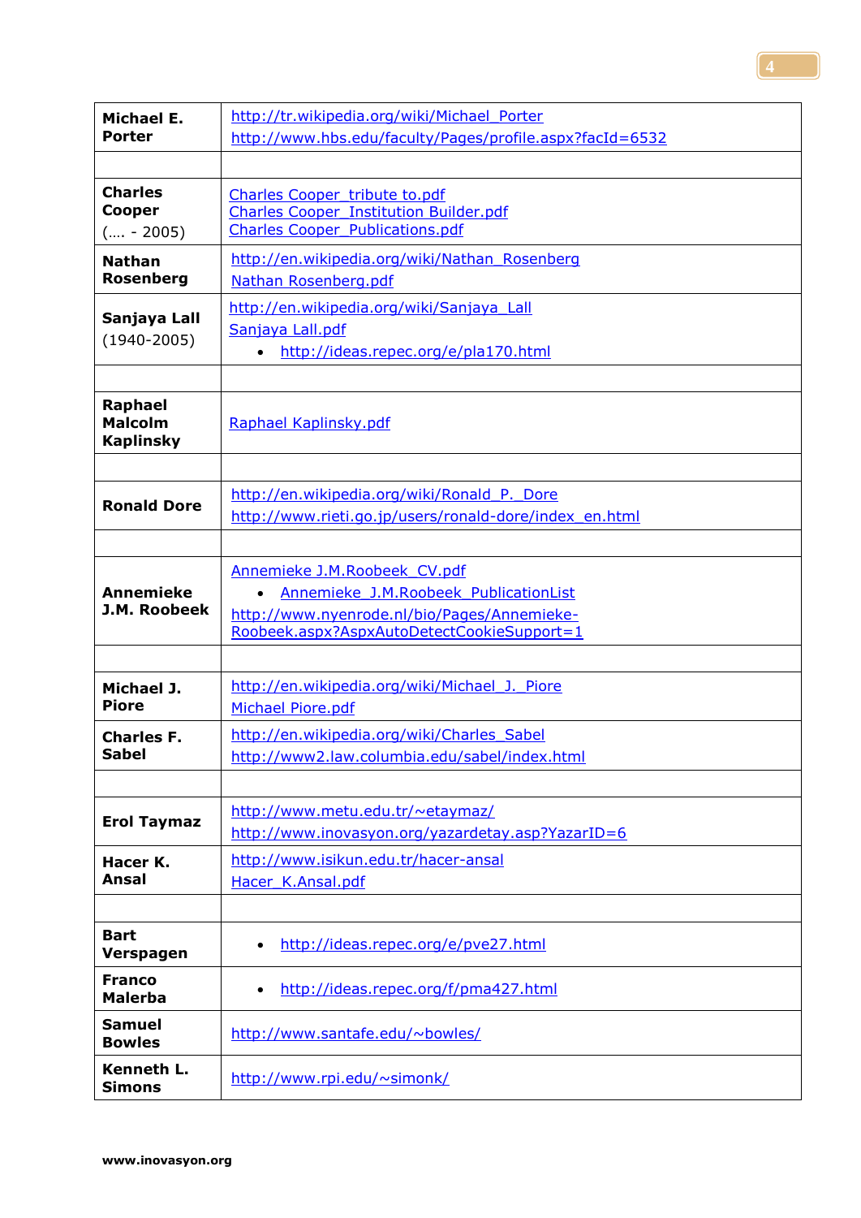| | |
|---|---|
| **Michael E. Porter** | http://tr.wikipedia.org/wiki/Michael_Porter<br>http://www.hbs.edu/faculty/Pages/profile.aspx?facId=6532 |
| | |
| **Charles Cooper** (…. - 2005) | Charles Cooper_tribute to.pdf<br>Charles Cooper_Institution Builder.pdf<br>Charles Cooper_Publications.pdf |
| **Nathan Rosenberg** | http://en.wikipedia.org/wiki/Nathan_Rosenberg<br>Nathan Rosenberg.pdf |
| **Sanjaya Lall** (1940-2005) | http://en.wikipedia.org/wiki/Sanjaya_Lall<br>Sanjaya Lall.pdf<br>• http://ideas.repec.org/e/pla170.html |
| | |
| **Raphael Malcolm Kaplinsky** | Raphael Kaplinsky.pdf |
| | |
| **Ronald Dore** | http://en.wikipedia.org/wiki/Ronald_P._Dore<br>http://www.rieti.go.jp/users/ronald-dore/index_en.html |
| | |
| **Annemieke J.M. Roobeek** | Annemieke J.M.Roobeek_CV.pdf<br>• Annemieke_J.M.Roobeek_PublicationList<br>http://www.nyenrode.nl/bio/Pages/Annemieke-Roobeek.aspx?AspxAutoDetectCookieSupport=1 |
| | |
| **Michael J. Piore** | http://en.wikipedia.org/wiki/Michael_J._Piore<br>Michael Piore.pdf |
| **Charles F. Sabel** | http://en.wikipedia.org/wiki/Charles_Sabel<br>http://www2.law.columbia.edu/sabel/index.html |
| | |
| **Erol Taymaz** | http://www.metu.edu.tr/~etaymaz/<br>http://www.inovasyon.org/yazardetay.asp?YazarID=6 |
| **Hacer K. Ansal** | http://www.isikun.edu.tr/hacer-ansal<br>Hacer_K.Ansal.pdf |
| | |
| **Bart Verspagen** | • http://ideas.repec.org/e/pve27.html |
| **Franco Malerba** | • http://ideas.repec.org/f/pma427.html |
| **Samuel Bowles** | http://www.santafe.edu/~bowles/ |
| **Kenneth L. Simons** | http://www.rpi.edu/~simonk/ |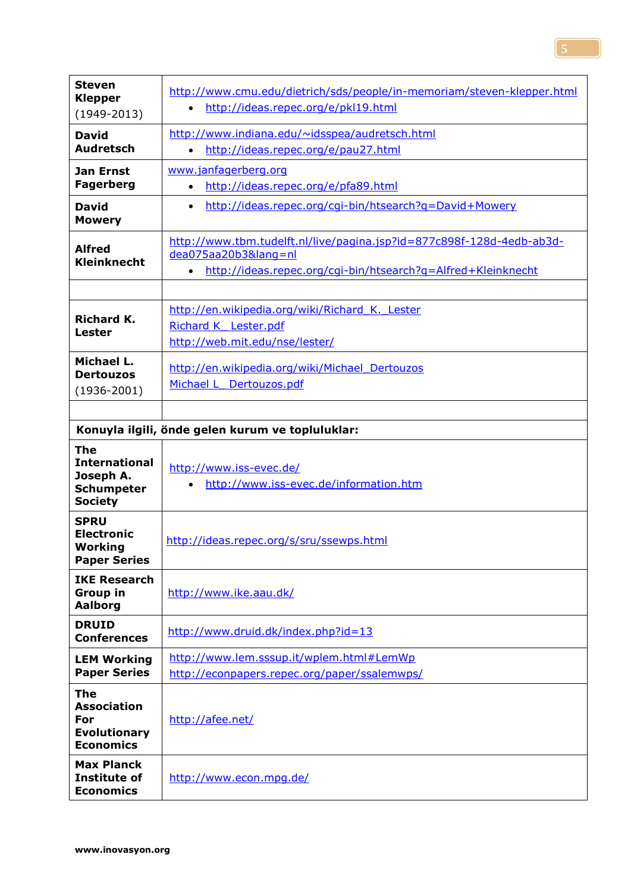| | |
|---|---|
| **Steven Klepper** (1949-2013) | http://www.cmu.edu/dietrich/sds/people/in-memoriam/steven-klepper.html <br>• http://ideas.repec.org/e/pkl19.html |
| **David Audretsch** | http://www.indiana.edu/~idsspea/audretsch.html <br>• http://ideas.repec.org/e/pau27.html |
| **Jan Ernst Fagerberg** | www.janfagerberg.org <br>• http://ideas.repec.org/e/pfa89.html |
| **David Mowery** | • http://ideas.repec.org/cgi-bin/htsearch?q=David+Mowery |
| **Alfred Kleinknecht** | http://www.tbm.tudelft.nl/live/pagina.jsp?id=877c898f-128d-4edb-ab3d-dea075aa20b3&lang=nl <br>• http://ideas.repec.org/cgi-bin/htsearch?q=Alfred+Kleinknecht |
| | |
| **Richard K. Lester** | http://en.wikipedia.org/wiki/Richard_K._Lester <br>Richard K_ Lester.pdf <br>http://web.mit.edu/nse/lester/ |
| **Michael L. Dertouzos** (1936-2001) | http://en.wikipedia.org/wiki/Michael_Dertouzos <br>Michael L_ Dertouzos.pdf |
| | |
| **Konuyla ilgili, önde gelen kurum ve topluluklar:** | |
| **The International Joseph A. Schumpeter Society** | http://www.iss-evec.de/ <br>• http://www.iss-evec.de/information.htm |
| **SPRU Electronic Working Paper Series** | http://ideas.repec.org/s/sru/ssewps.html |
| **IKE Research Group in Aalborg** | http://www.ike.aau.dk/ |
| **DRUID Conferences** | http://www.druid.dk/index.php?id=13 |
| **LEM Working Paper Series** | http://www.lem.sssup.it/wplem.html#LemWp <br>http://econpapers.repec.org/paper/ssalemwps/ |
| **The Association For Evolutionary Economics** | http://afee.net/ |
| **Max Planck Institute of Economics** | http://www.econ.mpg.de/ |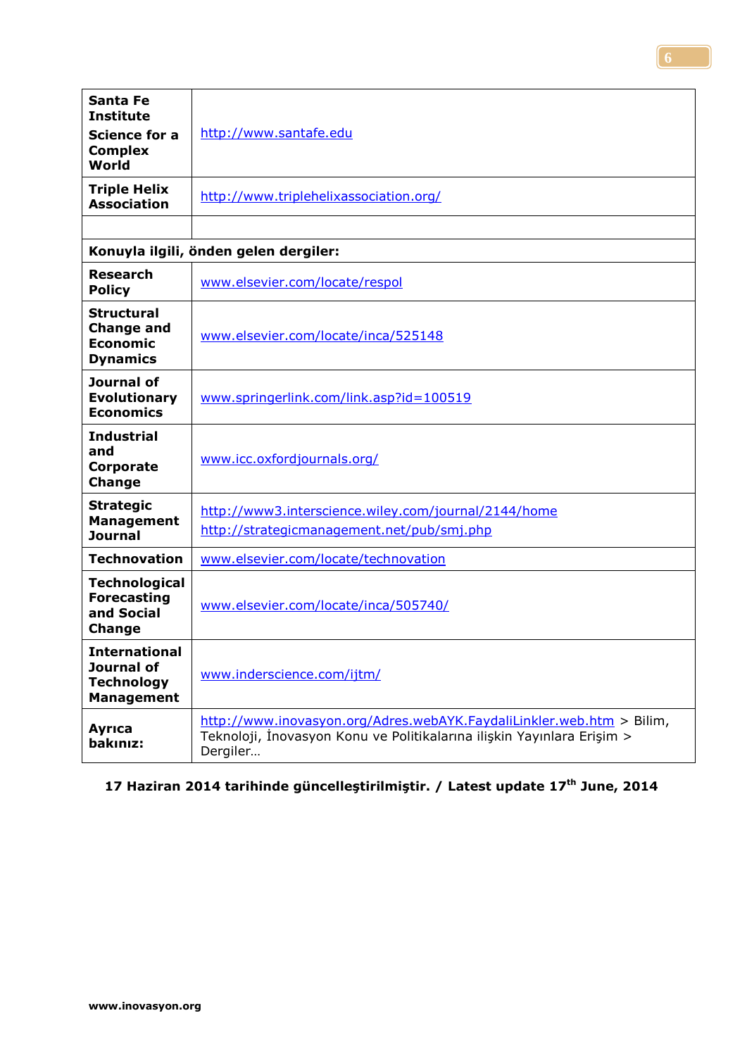| | |
|---|---|
| **Santa Fe Institute Science for a Complex World** | http://www.santafe.edu |
| **Triple Helix Association** | http://www.triplehelixassociation.org/ |
| | |
| **Konuyla ilgili, önden gelen dergiler:** | |
| **Research Policy** | www.elsevier.com/locate/respol |
| **Structural Change and Economic Dynamics** | www.elsevier.com/locate/inca/525148 |
| **Journal of Evolutionary Economics** | www.springerlink.com/link.asp?id=100519 |
| **Industrial and Corporate Change** | www.icc.oxfordjournals.org/ |
| **Strategic Management Journal** | http://www3.interscience.wiley.com/journal/2144/home http://strategicmanagement.net/pub/smj.php |
| **Technovation** | www.elsevier.com/locate/technovation |
| **Technological Forecasting and Social Change** | www.elsevier.com/locate/inca/505740/ |
| **International Journal of Technology Management** | www.inderscience.com/ijtm/ |
| **Ayrıca bakınız:** | http://www.inovasyon.org/Adres.webAYK.FaydaliLinkler.web.htm > Bilim, Teknoloji, İnovasyon Konu ve Politikalarına ilişkin Yayınlara Erişim > Dergiler… |

**17 Haziran 2014 tarihinde güncelleştirilmiştir. / Latest update 17th June, 2014**

**www.inovasyon.org**